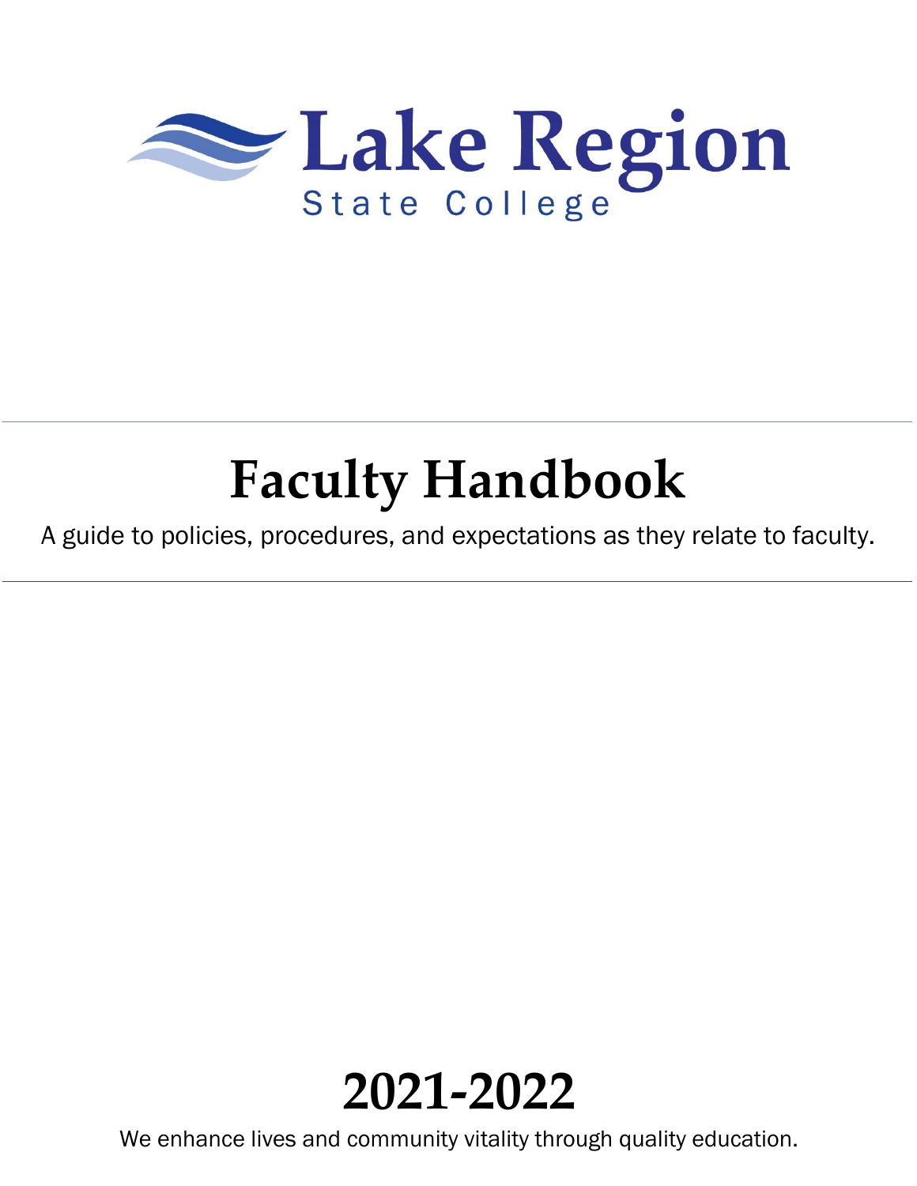Lake Region
State College

# Faculty Handbook

A guide to policies, procedures, and expectations as they relate to faculty.

# 2021-2022

We enhance lives and community vitality through quality education.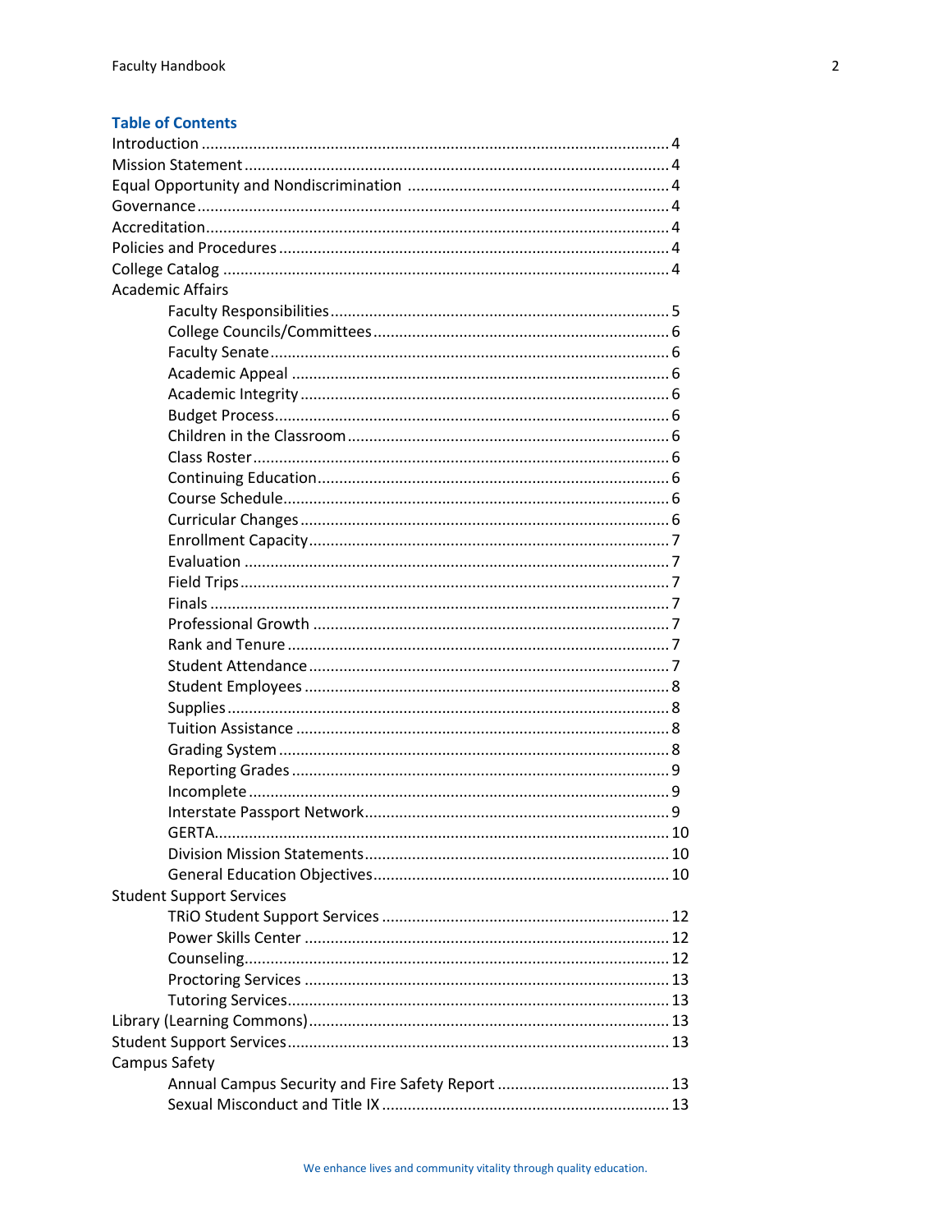## Table of Contents

- Introduction ........ 4
- Mission Statement ........ 4
- Equal Opportunity and Nondiscrimination ........ 4
- Governance ........ 4
- Accreditation ........ 4
- Policies and Procedures ........ 4
- College Catalog ........ 4
- Academic Affairs
  - Faculty Responsibilities ........ 5
  - College Councils/Committees ........ 6
  - Faculty Senate ........ 6
  - Academic Appeal ........ 6
  - Academic Integrity ........ 6
  - Budget Process ........ 6
  - Children in the Classroom ........ 6
  - Class Roster ........ 6
  - Continuing Education ........ 6
  - Course Schedule ........ 6
  - Curricular Changes ........ 6
  - Enrollment Capacity ........ 7
  - Evaluation ........ 7
  - Field Trips ........ 7
  - Finals ........ 7
  - Professional Growth ........ 7
  - Rank and Tenure ........ 7
  - Student Attendance ........ 7
  - Student Employees ........ 8
  - Supplies ........ 8
  - Tuition Assistance ........ 8
  - Grading System ........ 8
  - Reporting Grades ........ 9
  - Incomplete ........ 9
  - Interstate Passport Network ........ 9
  - GERTA ........ 10
  - Division Mission Statements ........ 10
  - General Education Objectives ........ 10
- Student Support Services
  - TRiO Student Support Services ........ 12
  - Power Skills Center ........ 12
  - Counseling ........ 12
  - Proctoring Services ........ 13
  - Tutoring Services ........ 13
- Library (Learning Commons) ........ 13
- Student Support Services ........ 13
- Campus Safety
  - Annual Campus Security and Fire Safety Report ........ 13
  - Sexual Misconduct and Title IX ........ 13

We enhance lives and community vitality through quality education.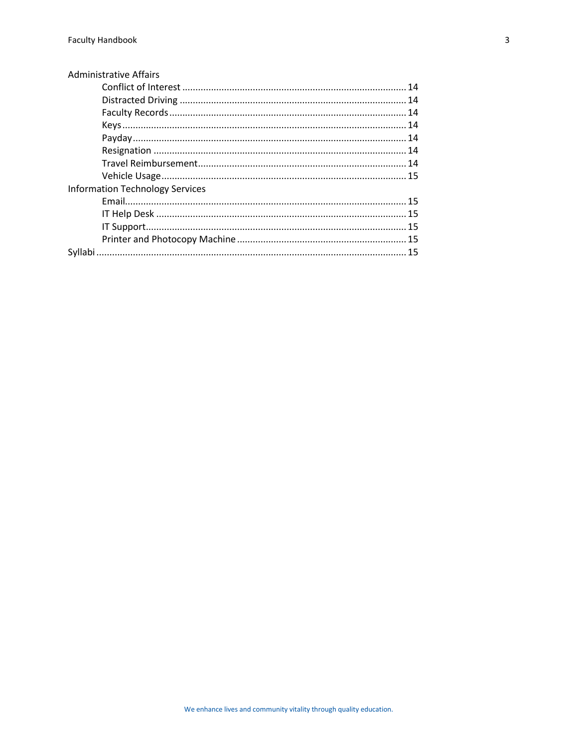Administrative Affairs

- Conflict of Interest ..................................................................................... 14
- Distracted Driving ...................................................................................... 14
- Faculty Records .......................................................................................... 14
- Keys ............................................................................................................ 14
- Payday ........................................................................................................ 14
- Resignation ................................................................................................ 14
- Travel Reimbursement ............................................................................... 14
- Vehicle Usage ............................................................................................. 15

Information Technology Services

- Email ........................................................................................................... 15
- IT Help Desk ............................................................................................... 15
- IT Support ................................................................................................... 15
- Printer and Photocopy Machine ................................................................. 15

Syllabi ............................................................................................................... 15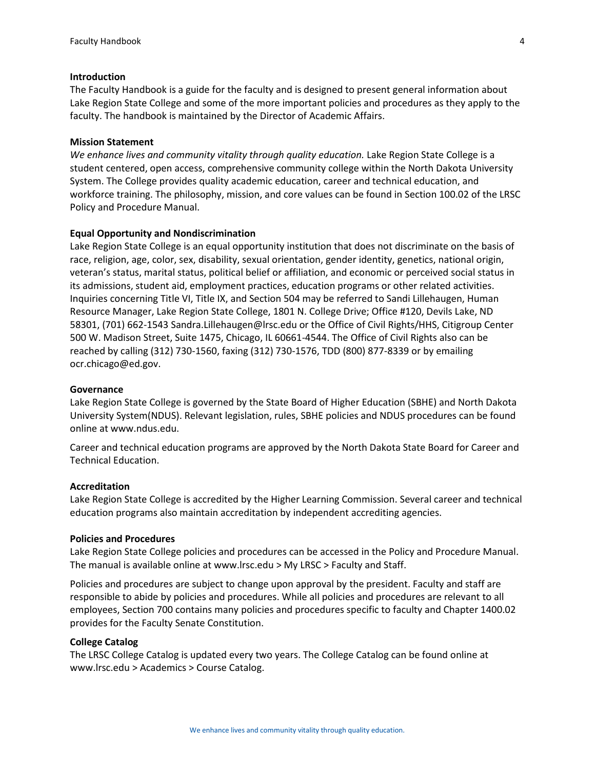## Introduction

The Faculty Handbook is a guide for the faculty and is designed to present general information about Lake Region State College and some of the more important policies and procedures as they apply to the faculty. The handbook is maintained by the Director of Academic Affairs.

## Mission Statement

*We enhance lives and community vitality through quality education.* Lake Region State College is a student centered, open access, comprehensive community college within the North Dakota University System. The College provides quality academic education, career and technical education, and workforce training. The philosophy, mission, and core values can be found in Section 100.02 of the LRSC Policy and Procedure Manual.

## Equal Opportunity and Nondiscrimination

Lake Region State College is an equal opportunity institution that does not discriminate on the basis of race, religion, age, color, sex, disability, sexual orientation, gender identity, genetics, national origin, veteran's status, marital status, political belief or affiliation, and economic or perceived social status in its admissions, student aid, employment practices, education programs or other related activities. Inquiries concerning Title VI, Title IX, and Section 504 may be referred to Sandi Lillehaugen, Human Resource Manager, Lake Region State College, 1801 N. College Drive; Office #120, Devils Lake, ND 58301, (701) 662-1543 Sandra.Lillehaugen@lrsc.edu or the Office of Civil Rights/HHS, Citigroup Center 500 W. Madison Street, Suite 1475, Chicago, IL 60661-4544. The Office of Civil Rights also can be reached by calling (312) 730-1560, faxing (312) 730-1576, TDD (800) 877-8339 or by emailing ocr.chicago@ed.gov.

## Governance

Lake Region State College is governed by the State Board of Higher Education (SBHE) and North Dakota University System(NDUS). Relevant legislation, rules, SBHE policies and NDUS procedures can be found online at www.ndus.edu.

Career and technical education programs are approved by the North Dakota State Board for Career and Technical Education.

## Accreditation

Lake Region State College is accredited by the Higher Learning Commission. Several career and technical education programs also maintain accreditation by independent accrediting agencies.

## Policies and Procedures

Lake Region State College policies and procedures can be accessed in the Policy and Procedure Manual. The manual is available online at www.lrsc.edu > My LRSC > Faculty and Staff.

Policies and procedures are subject to change upon approval by the president. Faculty and staff are responsible to abide by policies and procedures. While all policies and procedures are relevant to all employees, Section 700 contains many policies and procedures specific to faculty and Chapter 1400.02 provides for the Faculty Senate Constitution.

## College Catalog

The LRSC College Catalog is updated every two years. The College Catalog can be found online at www.lrsc.edu > Academics > Course Catalog.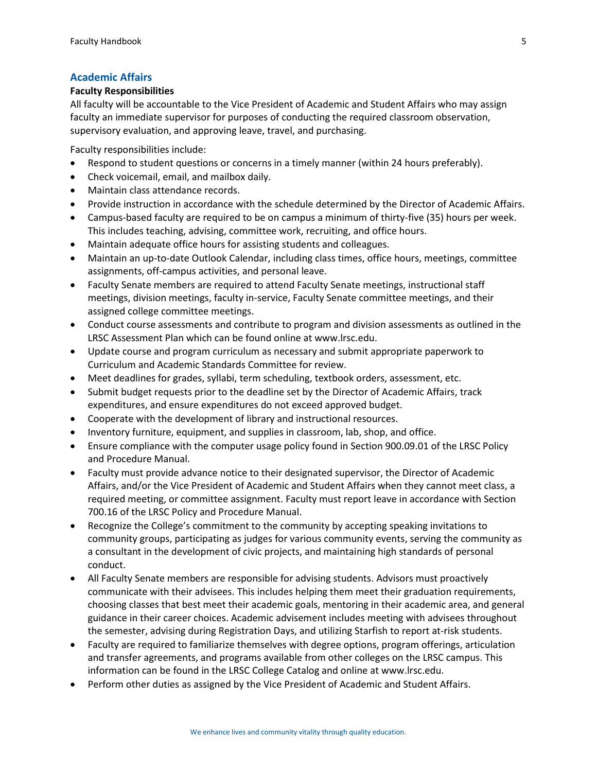## Academic Affairs

### Faculty Responsibilities

All faculty will be accountable to the Vice President of Academic and Student Affairs who may assign faculty an immediate supervisor for purposes of conducting the required classroom observation, supervisory evaluation, and approving leave, travel, and purchasing.

Faculty responsibilities include:

- Respond to student questions or concerns in a timely manner (within 24 hours preferably).
- Check voicemail, email, and mailbox daily.
- Maintain class attendance records.
- Provide instruction in accordance with the schedule determined by the Director of Academic Affairs.
- Campus-based faculty are required to be on campus a minimum of thirty-five (35) hours per week. This includes teaching, advising, committee work, recruiting, and office hours.
- Maintain adequate office hours for assisting students and colleagues.
- Maintain an up-to-date Outlook Calendar, including class times, office hours, meetings, committee assignments, off-campus activities, and personal leave.
- Faculty Senate members are required to attend Faculty Senate meetings, instructional staff meetings, division meetings, faculty in-service, Faculty Senate committee meetings, and their assigned college committee meetings.
- Conduct course assessments and contribute to program and division assessments as outlined in the LRSC Assessment Plan which can be found online at www.lrsc.edu.
- Update course and program curriculum as necessary and submit appropriate paperwork to Curriculum and Academic Standards Committee for review.
- Meet deadlines for grades, syllabi, term scheduling, textbook orders, assessment, etc.
- Submit budget requests prior to the deadline set by the Director of Academic Affairs, track expenditures, and ensure expenditures do not exceed approved budget.
- Cooperate with the development of library and instructional resources.
- Inventory furniture, equipment, and supplies in classroom, lab, shop, and office.
- Ensure compliance with the computer usage policy found in Section 900.09.01 of the LRSC Policy and Procedure Manual.
- Faculty must provide advance notice to their designated supervisor, the Director of Academic Affairs, and/or the Vice President of Academic and Student Affairs when they cannot meet class, a required meeting, or committee assignment. Faculty must report leave in accordance with Section 700.16 of the LRSC Policy and Procedure Manual.
- Recognize the College's commitment to the community by accepting speaking invitations to community groups, participating as judges for various community events, serving the community as a consultant in the development of civic projects, and maintaining high standards of personal conduct.
- All Faculty Senate members are responsible for advising students. Advisors must proactively communicate with their advisees. This includes helping them meet their graduation requirements, choosing classes that best meet their academic goals, mentoring in their academic area, and general guidance in their career choices. Academic advisement includes meeting with advisees throughout the semester, advising during Registration Days, and utilizing Starfish to report at-risk students.
- Faculty are required to familiarize themselves with degree options, program offerings, articulation and transfer agreements, and programs available from other colleges on the LRSC campus. This information can be found in the LRSC College Catalog and online at www.lrsc.edu.
- Perform other duties as assigned by the Vice President of Academic and Student Affairs.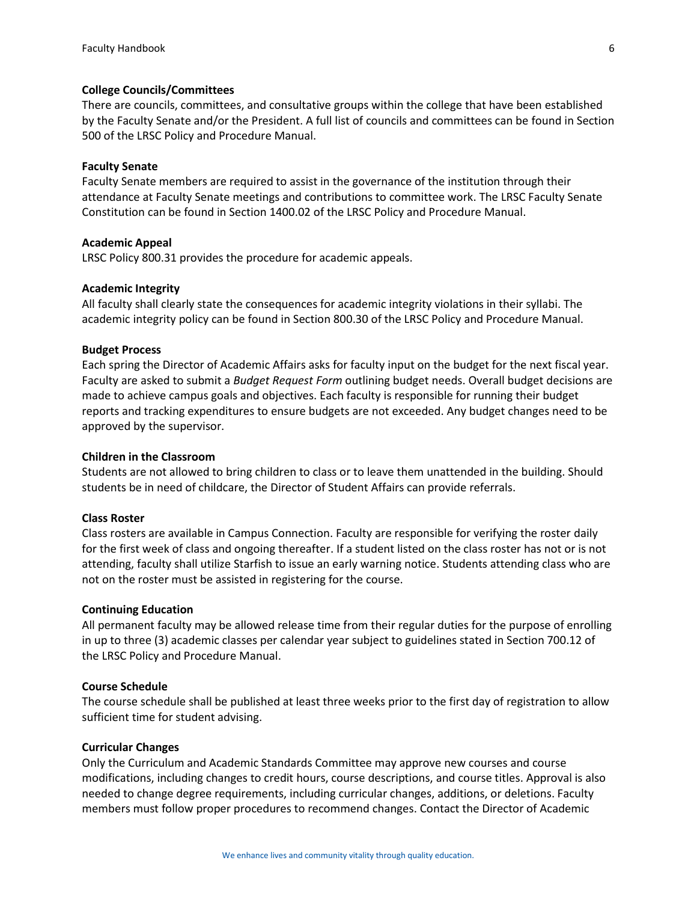**College Councils/Committees**

There are councils, committees, and consultative groups within the college that have been established by the Faculty Senate and/or the President. A full list of councils and committees can be found in Section 500 of the LRSC Policy and Procedure Manual.

**Faculty Senate**

Faculty Senate members are required to assist in the governance of the institution through their attendance at Faculty Senate meetings and contributions to committee work. The LRSC Faculty Senate Constitution can be found in Section 1400.02 of the LRSC Policy and Procedure Manual.

**Academic Appeal**

LRSC Policy 800.31 provides the procedure for academic appeals.

**Academic Integrity**

All faculty shall clearly state the consequences for academic integrity violations in their syllabi. The academic integrity policy can be found in Section 800.30 of the LRSC Policy and Procedure Manual.

**Budget Process**

Each spring the Director of Academic Affairs asks for faculty input on the budget for the next fiscal year. Faculty are asked to submit a *Budget Request Form* outlining budget needs. Overall budget decisions are made to achieve campus goals and objectives. Each faculty is responsible for running their budget reports and tracking expenditures to ensure budgets are not exceeded. Any budget changes need to be approved by the supervisor.

**Children in the Classroom**

Students are not allowed to bring children to class or to leave them unattended in the building. Should students be in need of childcare, the Director of Student Affairs can provide referrals.

**Class Roster**

Class rosters are available in Campus Connection. Faculty are responsible for verifying the roster daily for the first week of class and ongoing thereafter. If a student listed on the class roster has not or is not attending, faculty shall utilize Starfish to issue an early warning notice. Students attending class who are not on the roster must be assisted in registering for the course.

**Continuing Education**

All permanent faculty may be allowed release time from their regular duties for the purpose of enrolling in up to three (3) academic classes per calendar year subject to guidelines stated in Section 700.12 of the LRSC Policy and Procedure Manual.

**Course Schedule**

The course schedule shall be published at least three weeks prior to the first day of registration to allow sufficient time for student advising.

**Curricular Changes**

Only the Curriculum and Academic Standards Committee may approve new courses and course modifications, including changes to credit hours, course descriptions, and course titles. Approval is also needed to change degree requirements, including curricular changes, additions, or deletions. Faculty members must follow proper procedures to recommend changes. Contact the Director of Academic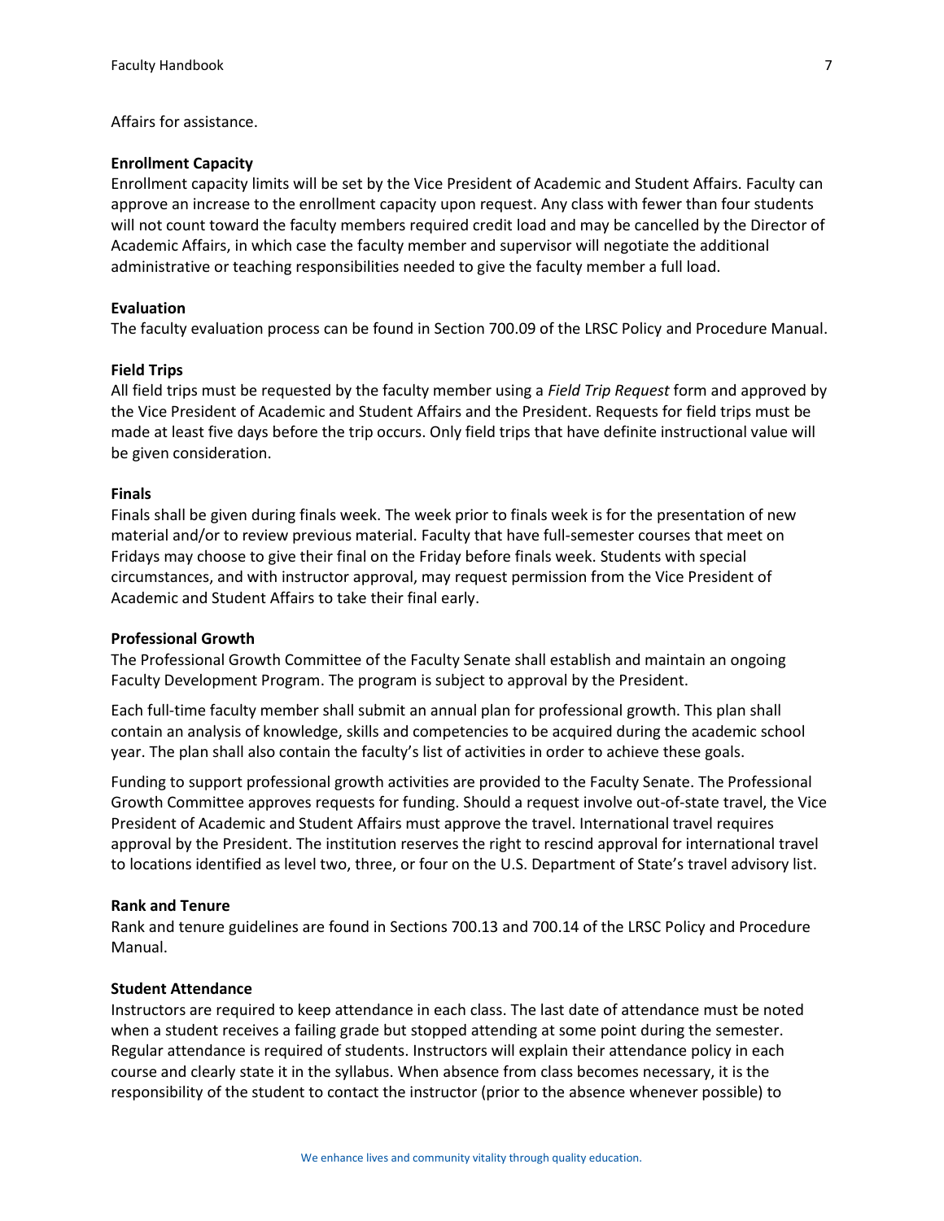Affairs for assistance.

**Enrollment Capacity**

Enrollment capacity limits will be set by the Vice President of Academic and Student Affairs. Faculty can approve an increase to the enrollment capacity upon request. Any class with fewer than four students will not count toward the faculty members required credit load and may be cancelled by the Director of Academic Affairs, in which case the faculty member and supervisor will negotiate the additional administrative or teaching responsibilities needed to give the faculty member a full load.

**Evaluation**

The faculty evaluation process can be found in Section 700.09 of the LRSC Policy and Procedure Manual.

**Field Trips**

All field trips must be requested by the faculty member using a *Field Trip Request* form and approved by the Vice President of Academic and Student Affairs and the President. Requests for field trips must be made at least five days before the trip occurs. Only field trips that have definite instructional value will be given consideration.

**Finals**

Finals shall be given during finals week. The week prior to finals week is for the presentation of new material and/or to review previous material. Faculty that have full-semester courses that meet on Fridays may choose to give their final on the Friday before finals week. Students with special circumstances, and with instructor approval, may request permission from the Vice President of Academic and Student Affairs to take their final early.

**Professional Growth**

The Professional Growth Committee of the Faculty Senate shall establish and maintain an ongoing Faculty Development Program. The program is subject to approval by the President.

Each full-time faculty member shall submit an annual plan for professional growth. This plan shall contain an analysis of knowledge, skills and competencies to be acquired during the academic school year. The plan shall also contain the faculty's list of activities in order to achieve these goals.

Funding to support professional growth activities are provided to the Faculty Senate. The Professional Growth Committee approves requests for funding. Should a request involve out-of-state travel, the Vice President of Academic and Student Affairs must approve the travel. International travel requires approval by the President. The institution reserves the right to rescind approval for international travel to locations identified as level two, three, or four on the U.S. Department of State's travel advisory list.

**Rank and Tenure**

Rank and tenure guidelines are found in Sections 700.13 and 700.14 of the LRSC Policy and Procedure Manual.

**Student Attendance**

Instructors are required to keep attendance in each class. The last date of attendance must be noted when a student receives a failing grade but stopped attending at some point during the semester. Regular attendance is required of students. Instructors will explain their attendance policy in each course and clearly state it in the syllabus. When absence from class becomes necessary, it is the responsibility of the student to contact the instructor (prior to the absence whenever possible) to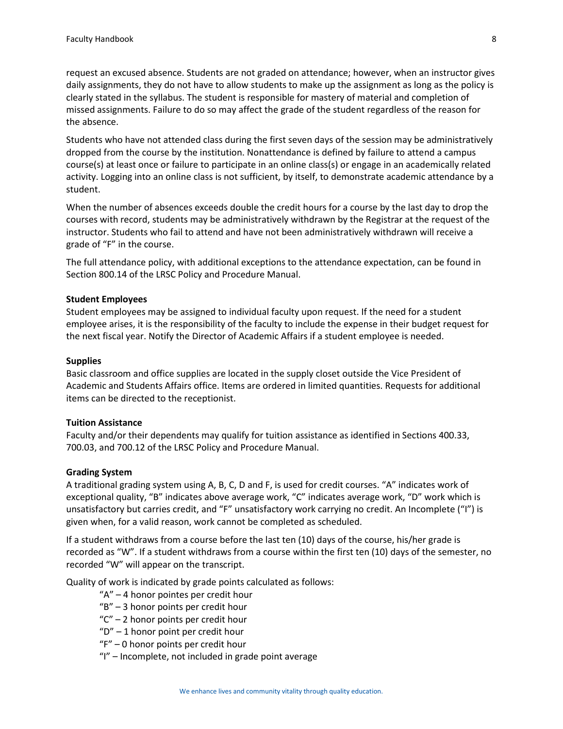request an excused absence. Students are not graded on attendance; however, when an instructor gives daily assignments, they do not have to allow students to make up the assignment as long as the policy is clearly stated in the syllabus. The student is responsible for mastery of material and completion of missed assignments. Failure to do so may affect the grade of the student regardless of the reason for the absence.

Students who have not attended class during the first seven days of the session may be administratively dropped from the course by the institution. Nonattendance is defined by failure to attend a campus course(s) at least once or failure to participate in an online class(s) or engage in an academically related activity. Logging into an online class is not sufficient, by itself, to demonstrate academic attendance by a student.

When the number of absences exceeds double the credit hours for a course by the last day to drop the courses with record, students may be administratively withdrawn by the Registrar at the request of the instructor. Students who fail to attend and have not been administratively withdrawn will receive a grade of "F" in the course.

The full attendance policy, with additional exceptions to the attendance expectation, can be found in Section 800.14 of the LRSC Policy and Procedure Manual.

**Student Employees**

Student employees may be assigned to individual faculty upon request. If the need for a student employee arises, it is the responsibility of the faculty to include the expense in their budget request for the next fiscal year. Notify the Director of Academic Affairs if a student employee is needed.

**Supplies**

Basic classroom and office supplies are located in the supply closet outside the Vice President of Academic and Students Affairs office. Items are ordered in limited quantities. Requests for additional items can be directed to the receptionist.

**Tuition Assistance**

Faculty and/or their dependents may qualify for tuition assistance as identified in Sections 400.33, 700.03, and 700.12 of the LRSC Policy and Procedure Manual.

**Grading System**

A traditional grading system using A, B, C, D and F, is used for credit courses. "A" indicates work of exceptional quality, "B" indicates above average work, "C" indicates average work, "D" work which is unsatisfactory but carries credit, and "F" unsatisfactory work carrying no credit. An Incomplete ("I") is given when, for a valid reason, work cannot be completed as scheduled.

If a student withdraws from a course before the last ten (10) days of the course, his/her grade is recorded as "W". If a student withdraws from a course within the first ten (10) days of the semester, no recorded "W" will appear on the transcript.

Quality of work is indicated by grade points calculated as follows:

- "A" – 4 honor pointes per credit hour
- "B" – 3 honor points per credit hour
- "C" – 2 honor points per credit hour
- "D" – 1 honor point per credit hour
- "F" – 0 honor points per credit hour
- "I" – Incomplete, not included in grade point average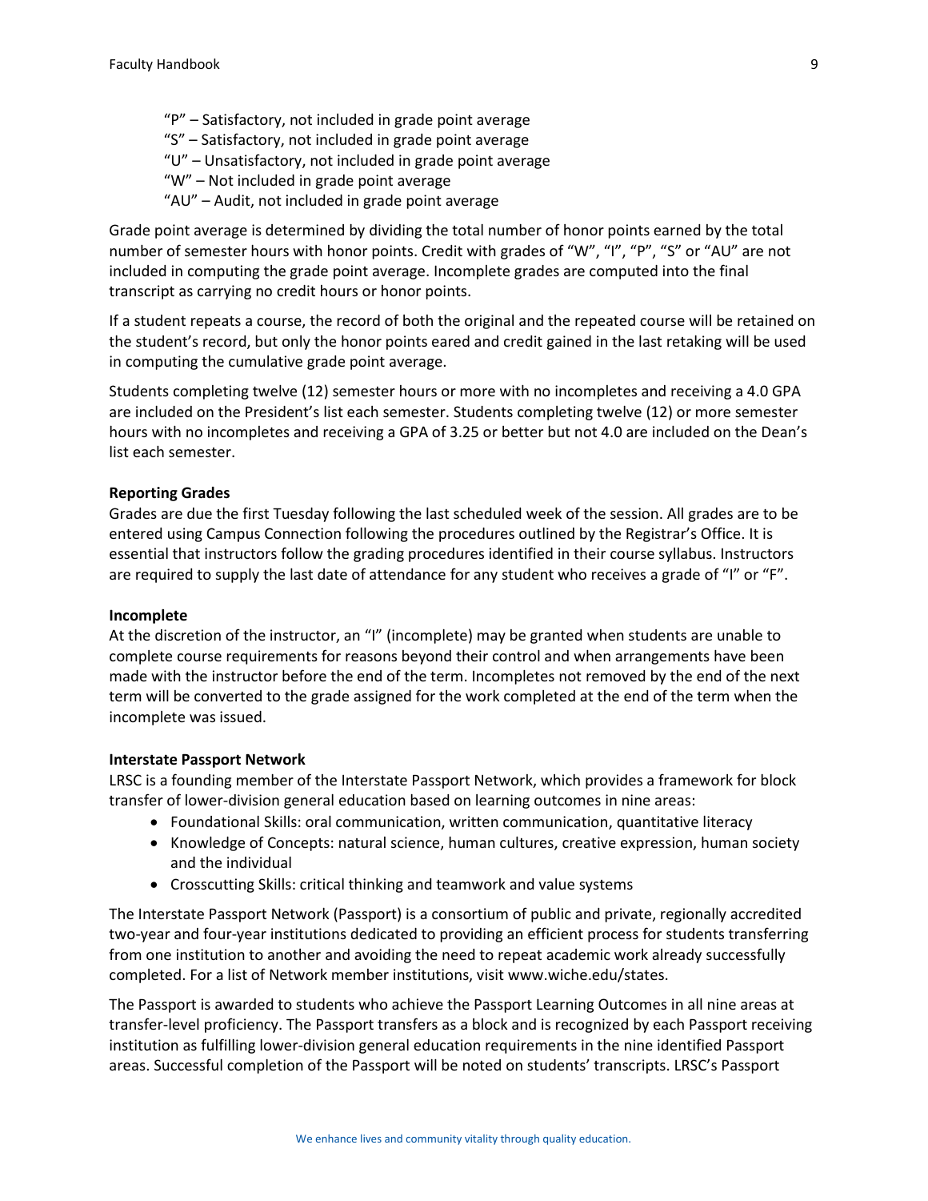"P" – Satisfactory, not included in grade point average
"S" – Satisfactory, not included in grade point average
"U" – Unsatisfactory, not included in grade point average
"W" – Not included in grade point average
"AU" – Audit, not included in grade point average

Grade point average is determined by dividing the total number of honor points earned by the total number of semester hours with honor points. Credit with grades of "W", "I", "P", "S" or "AU" are not included in computing the grade point average. Incomplete grades are computed into the final transcript as carrying no credit hours or honor points.

If a student repeats a course, the record of both the original and the repeated course will be retained on the student's record, but only the honor points eared and credit gained in the last retaking will be used in computing the cumulative grade point average.

Students completing twelve (12) semester hours or more with no incompletes and receiving a 4.0 GPA are included on the President's list each semester. Students completing twelve (12) or more semester hours with no incompletes and receiving a GPA of 3.25 or better but not 4.0 are included on the Dean's list each semester.

**Reporting Grades**
Grades are due the first Tuesday following the last scheduled week of the session. All grades are to be entered using Campus Connection following the procedures outlined by the Registrar's Office. It is essential that instructors follow the grading procedures identified in their course syllabus. Instructors are required to supply the last date of attendance for any student who receives a grade of "I" or "F".

**Incomplete**
At the discretion of the instructor, an "I" (incomplete) may be granted when students are unable to complete course requirements for reasons beyond their control and when arrangements have been made with the instructor before the end of the term. Incompletes not removed by the end of the next term will be converted to the grade assigned for the work completed at the end of the term when the incomplete was issued.

**Interstate Passport Network**
LRSC is a founding member of the Interstate Passport Network, which provides a framework for block transfer of lower-division general education based on learning outcomes in nine areas:

- Foundational Skills: oral communication, written communication, quantitative literacy
- Knowledge of Concepts: natural science, human cultures, creative expression, human society and the individual
- Crosscutting Skills: critical thinking and teamwork and value systems

The Interstate Passport Network (Passport) is a consortium of public and private, regionally accredited two-year and four-year institutions dedicated to providing an efficient process for students transferring from one institution to another and avoiding the need to repeat academic work already successfully completed. For a list of Network member institutions, visit www.wiche.edu/states.

The Passport is awarded to students who achieve the Passport Learning Outcomes in all nine areas at transfer-level proficiency. The Passport transfers as a block and is recognized by each Passport receiving institution as fulfilling lower-division general education requirements in the nine identified Passport areas. Successful completion of the Passport will be noted on students' transcripts. LRSC's Passport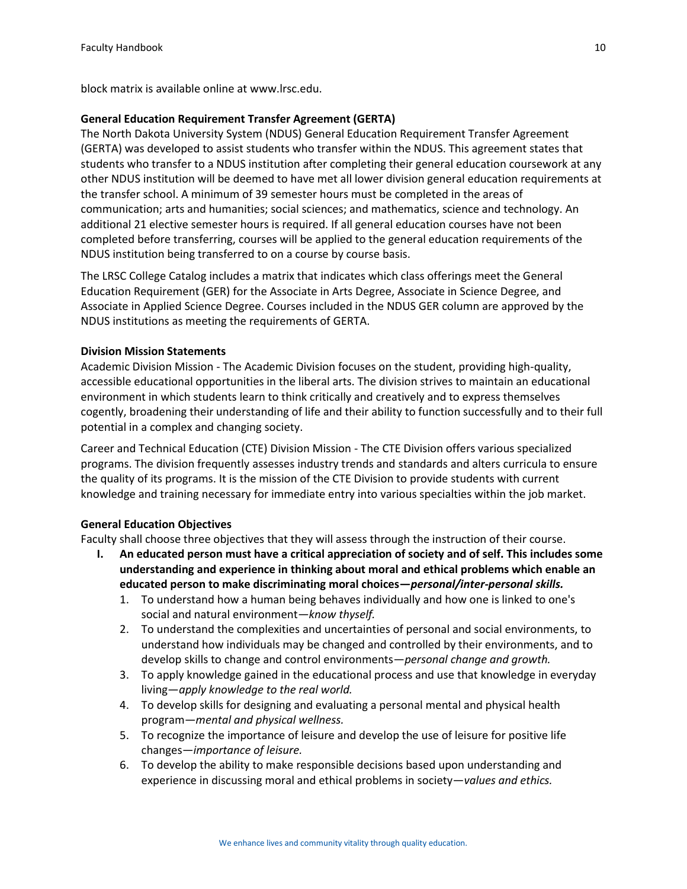block matrix is available online at www.lrsc.edu.

### General Education Requirement Transfer Agreement (GERTA)

The North Dakota University System (NDUS) General Education Requirement Transfer Agreement (GERTA) was developed to assist students who transfer within the NDUS. This agreement states that students who transfer to a NDUS institution after completing their general education coursework at any other NDUS institution will be deemed to have met all lower division general education requirements at the transfer school. A minimum of 39 semester hours must be completed in the areas of communication; arts and humanities; social sciences; and mathematics, science and technology. An additional 21 elective semester hours is required. If all general education courses have not been completed before transferring, courses will be applied to the general education requirements of the NDUS institution being transferred to on a course by course basis.

The LRSC College Catalog includes a matrix that indicates which class offerings meet the General Education Requirement (GER) for the Associate in Arts Degree, Associate in Science Degree, and Associate in Applied Science Degree. Courses included in the NDUS GER column are approved by the NDUS institutions as meeting the requirements of GERTA.

### Division Mission Statements

Academic Division Mission - The Academic Division focuses on the student, providing high-quality, accessible educational opportunities in the liberal arts. The division strives to maintain an educational environment in which students learn to think critically and creatively and to express themselves cogently, broadening their understanding of life and their ability to function successfully and to their full potential in a complex and changing society.

Career and Technical Education (CTE) Division Mission - The CTE Division offers various specialized programs. The division frequently assesses industry trends and standards and alters curricula to ensure the quality of its programs. It is the mission of the CTE Division to provide students with current knowledge and training necessary for immediate entry into various specialties within the job market.

### General Education Objectives

Faculty shall choose three objectives that they will assess through the instruction of their course.

I. **An educated person must have a critical appreciation of society and of self. This includes some understanding and experience in thinking about moral and ethical problems which enable an educated person to make discriminating moral choices—*personal/inter-personal skills.***
   1. To understand how a human being behaves individually and how one is linked to one's social and natural environment—*know thyself.*
   2. To understand the complexities and uncertainties of personal and social environments, to understand how individuals may be changed and controlled by their environments, and to develop skills to change and control environments—*personal change and growth.*
   3. To apply knowledge gained in the educational process and use that knowledge in everyday living—*apply knowledge to the real world.*
   4. To develop skills for designing and evaluating a personal mental and physical health program—*mental and physical wellness.*
   5. To recognize the importance of leisure and develop the use of leisure for positive life changes—*importance of leisure.*
   6. To develop the ability to make responsible decisions based upon understanding and experience in discussing moral and ethical problems in society—*values and ethics.*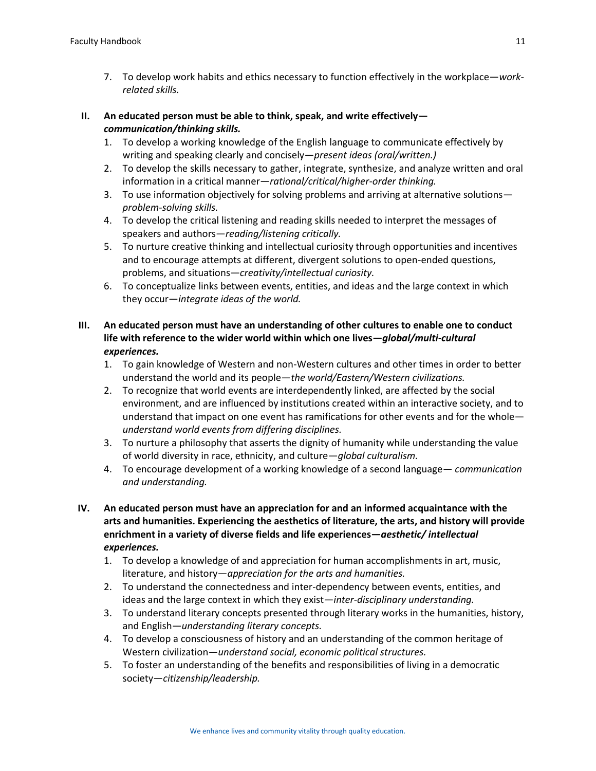7. To develop work habits and ethics necessary to function effectively in the workplace—*work-related skills.*

**II. An educated person must be able to think, speak, and write effectively—*communication/thinking skills.***

1. To develop a working knowledge of the English language to communicate effectively by writing and speaking clearly and concisely—*present ideas (oral/written.)*
2. To develop the skills necessary to gather, integrate, synthesize, and analyze written and oral information in a critical manner—*rational/critical/higher-order thinking.*
3. To use information objectively for solving problems and arriving at alternative solutions—*problem-solving skills.*
4. To develop the critical listening and reading skills needed to interpret the messages of speakers and authors—*reading/listening critically.*
5. To nurture creative thinking and intellectual curiosity through opportunities and incentives and to encourage attempts at different, divergent solutions to open-ended questions, problems, and situations—*creativity/intellectual curiosity.*
6. To conceptualize links between events, entities, and ideas and the large context in which they occur—*integrate ideas of the world.*

**III. An educated person must have an understanding of other cultures to enable one to conduct life with reference to the wider world within which one lives—*global/multi-cultural experiences.***

1. To gain knowledge of Western and non-Western cultures and other times in order to better understand the world and its people—*the world/Eastern/Western civilizations.*
2. To recognize that world events are interdependently linked, are affected by the social environment, and are influenced by institutions created within an interactive society, and to understand that impact on one event has ramifications for other events and for the whole—*understand world events from differing disciplines.*
3. To nurture a philosophy that asserts the dignity of humanity while understanding the value of world diversity in race, ethnicity, and culture—*global culturalism.*
4. To encourage development of a working knowledge of a second language— *communication and understanding.*

**IV. An educated person must have an appreciation for and an informed acquaintance with the arts and humanities. Experiencing the aesthetics of literature, the arts, and history will provide enrichment in a variety of diverse fields and life experiences—*aesthetic/ intellectual experiences.***

1. To develop a knowledge of and appreciation for human accomplishments in art, music, literature, and history—*appreciation for the arts and humanities.*
2. To understand the connectedness and inter-dependency between events, entities, and ideas and the large context in which they exist—*inter-disciplinary understanding.*
3. To understand literary concepts presented through literary works in the humanities, history, and English—*understanding literary concepts.*
4. To develop a consciousness of history and an understanding of the common heritage of Western civilization—*understand social, economic political structures.*
5. To foster an understanding of the benefits and responsibilities of living in a democratic society—*citizenship/leadership.*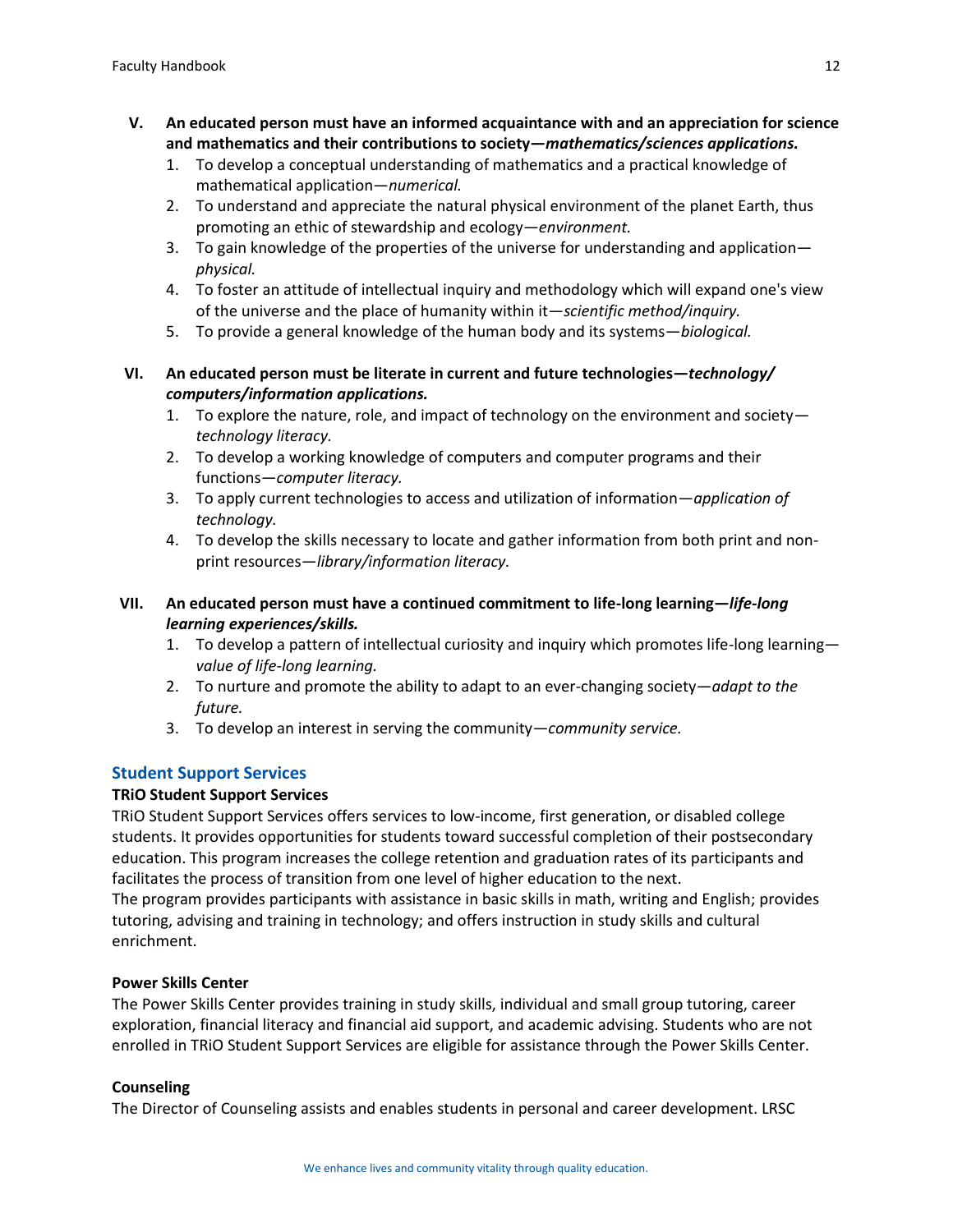**V. An educated person must have an informed acquaintance with and an appreciation for science and mathematics and their contributions to society—*mathematics/sciences applications.***

1. To develop a conceptual understanding of mathematics and a practical knowledge of mathematical application—*numerical.*
2. To understand and appreciate the natural physical environment of the planet Earth, thus promoting an ethic of stewardship and ecology—*environment.*
3. To gain knowledge of the properties of the universe for understanding and application—*physical.*
4. To foster an attitude of intellectual inquiry and methodology which will expand one's view of the universe and the place of humanity within it—*scientific method/inquiry.*
5. To provide a general knowledge of the human body and its systems—*biological.*

**VI. An educated person must be literate in current and future technologies—*technology/ computers/information applications.***

1. To explore the nature, role, and impact of technology on the environment and society—*technology literacy.*
2. To develop a working knowledge of computers and computer programs and their functions—*computer literacy.*
3. To apply current technologies to access and utilization of information—*application of technology.*
4. To develop the skills necessary to locate and gather information from both print and non-print resources—*library/information literacy.*

**VII. An educated person must have a continued commitment to life-long learning—*life-long learning experiences/skills.***

1. To develop a pattern of intellectual curiosity and inquiry which promotes life-long learning—*value of life-long learning.*
2. To nurture and promote the ability to adapt to an ever-changing society—*adapt to the future.*
3. To develop an interest in serving the community—*community service.*

## Student Support Services

### TRiO Student Support Services

TRiO Student Support Services offers services to low-income, first generation, or disabled college students. It provides opportunities for students toward successful completion of their postsecondary education. This program increases the college retention and graduation rates of its participants and facilitates the process of transition from one level of higher education to the next.
The program provides participants with assistance in basic skills in math, writing and English; provides tutoring, advising and training in technology; and offers instruction in study skills and cultural enrichment.

### Power Skills Center

The Power Skills Center provides training in study skills, individual and small group tutoring, career exploration, financial literacy and financial aid support, and academic advising. Students who are not enrolled in TRiO Student Support Services are eligible for assistance through the Power Skills Center.

### Counseling

The Director of Counseling assists and enables students in personal and career development. LRSC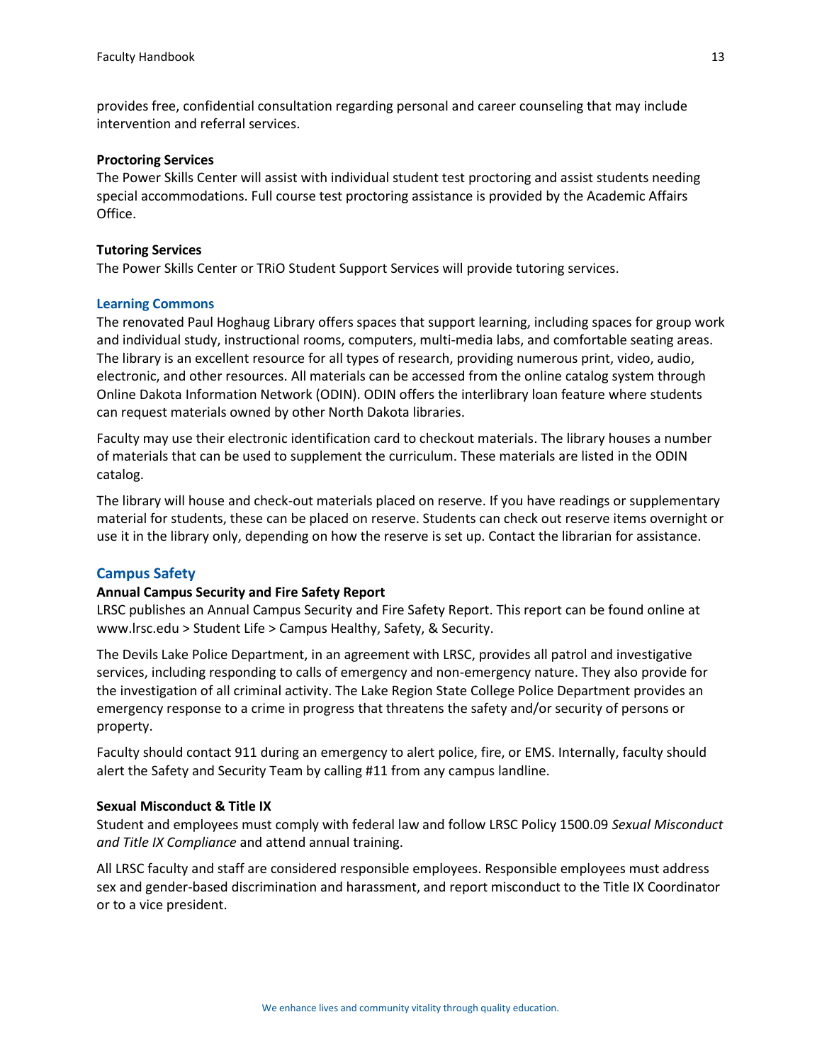provides free, confidential consultation regarding personal and career counseling that may include intervention and referral services.

**Proctoring Services**
The Power Skills Center will assist with individual student test proctoring and assist students needing special accommodations. Full course test proctoring assistance is provided by the Academic Affairs Office.

**Tutoring Services**
The Power Skills Center or TRiO Student Support Services will provide tutoring services.

### Learning Commons

The renovated Paul Hoghaug Library offers spaces that support learning, including spaces for group work and individual study, instructional rooms, computers, multi-media labs, and comfortable seating areas. The library is an excellent resource for all types of research, providing numerous print, video, audio, electronic, and other resources. All materials can be accessed from the online catalog system through Online Dakota Information Network (ODIN). ODIN offers the interlibrary loan feature where students can request materials owned by other North Dakota libraries.

Faculty may use their electronic identification card to checkout materials. The library houses a number of materials that can be used to supplement the curriculum. These materials are listed in the ODIN catalog.

The library will house and check-out materials placed on reserve. If you have readings or supplementary material for students, these can be placed on reserve. Students can check out reserve items overnight or use it in the library only, depending on how the reserve is set up. Contact the librarian for assistance.

## Campus Safety

**Annual Campus Security and Fire Safety Report**
LRSC publishes an Annual Campus Security and Fire Safety Report. This report can be found online at www.lrsc.edu > Student Life > Campus Healthy, Safety, & Security.

The Devils Lake Police Department, in an agreement with LRSC, provides all patrol and investigative services, including responding to calls of emergency and non-emergency nature. They also provide for the investigation of all criminal activity. The Lake Region State College Police Department provides an emergency response to a crime in progress that threatens the safety and/or security of persons or property.

Faculty should contact 911 during an emergency to alert police, fire, or EMS. Internally, faculty should alert the Safety and Security Team by calling #11 from any campus landline.

**Sexual Misconduct & Title IX**
Student and employees must comply with federal law and follow LRSC Policy 1500.09 *Sexual Misconduct and Title IX Compliance* and attend annual training.

All LRSC faculty and staff are considered responsible employees. Responsible employees must address sex and gender-based discrimination and harassment, and report misconduct to the Title IX Coordinator or to a vice president.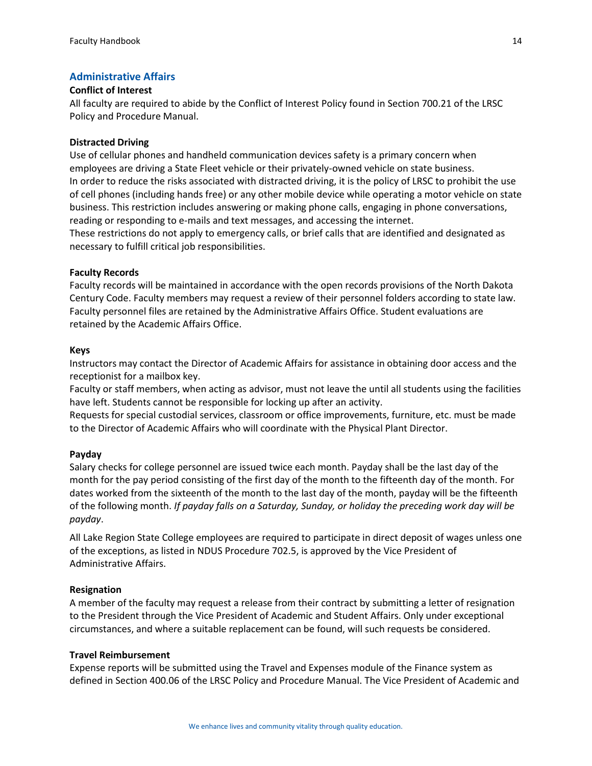## Administrative Affairs

**Conflict of Interest**

All faculty are required to abide by the Conflict of Interest Policy found in Section 700.21 of the LRSC Policy and Procedure Manual.

**Distracted Driving**

Use of cellular phones and handheld communication devices safety is a primary concern when employees are driving a State Fleet vehicle or their privately-owned vehicle on state business. In order to reduce the risks associated with distracted driving, it is the policy of LRSC to prohibit the use of cell phones (including hands free) or any other mobile device while operating a motor vehicle on state business. This restriction includes answering or making phone calls, engaging in phone conversations, reading or responding to e-mails and text messages, and accessing the internet.
These restrictions do not apply to emergency calls, or brief calls that are identified and designated as necessary to fulfill critical job responsibilities.

**Faculty Records**

Faculty records will be maintained in accordance with the open records provisions of the North Dakota Century Code. Faculty members may request a review of their personnel folders according to state law. Faculty personnel files are retained by the Administrative Affairs Office. Student evaluations are retained by the Academic Affairs Office.

**Keys**

Instructors may contact the Director of Academic Affairs for assistance in obtaining door access and the receptionist for a mailbox key.
Faculty or staff members, when acting as advisor, must not leave the until all students using the facilities have left. Students cannot be responsible for locking up after an activity.
Requests for special custodial services, classroom or office improvements, furniture, etc. must be made to the Director of Academic Affairs who will coordinate with the Physical Plant Director.

**Payday**

Salary checks for college personnel are issued twice each month. Payday shall be the last day of the month for the pay period consisting of the first day of the month to the fifteenth day of the month. For dates worked from the sixteenth of the month to the last day of the month, payday will be the fifteenth of the following month. *If payday falls on a Saturday, Sunday, or holiday the preceding work day will be payday*.

All Lake Region State College employees are required to participate in direct deposit of wages unless one of the exceptions, as listed in NDUS Procedure 702.5, is approved by the Vice President of Administrative Affairs.

**Resignation**

A member of the faculty may request a release from their contract by submitting a letter of resignation to the President through the Vice President of Academic and Student Affairs. Only under exceptional circumstances, and where a suitable replacement can be found, will such requests be considered.

**Travel Reimbursement**

Expense reports will be submitted using the Travel and Expenses module of the Finance system as defined in Section 400.06 of the LRSC Policy and Procedure Manual. The Vice President of Academic and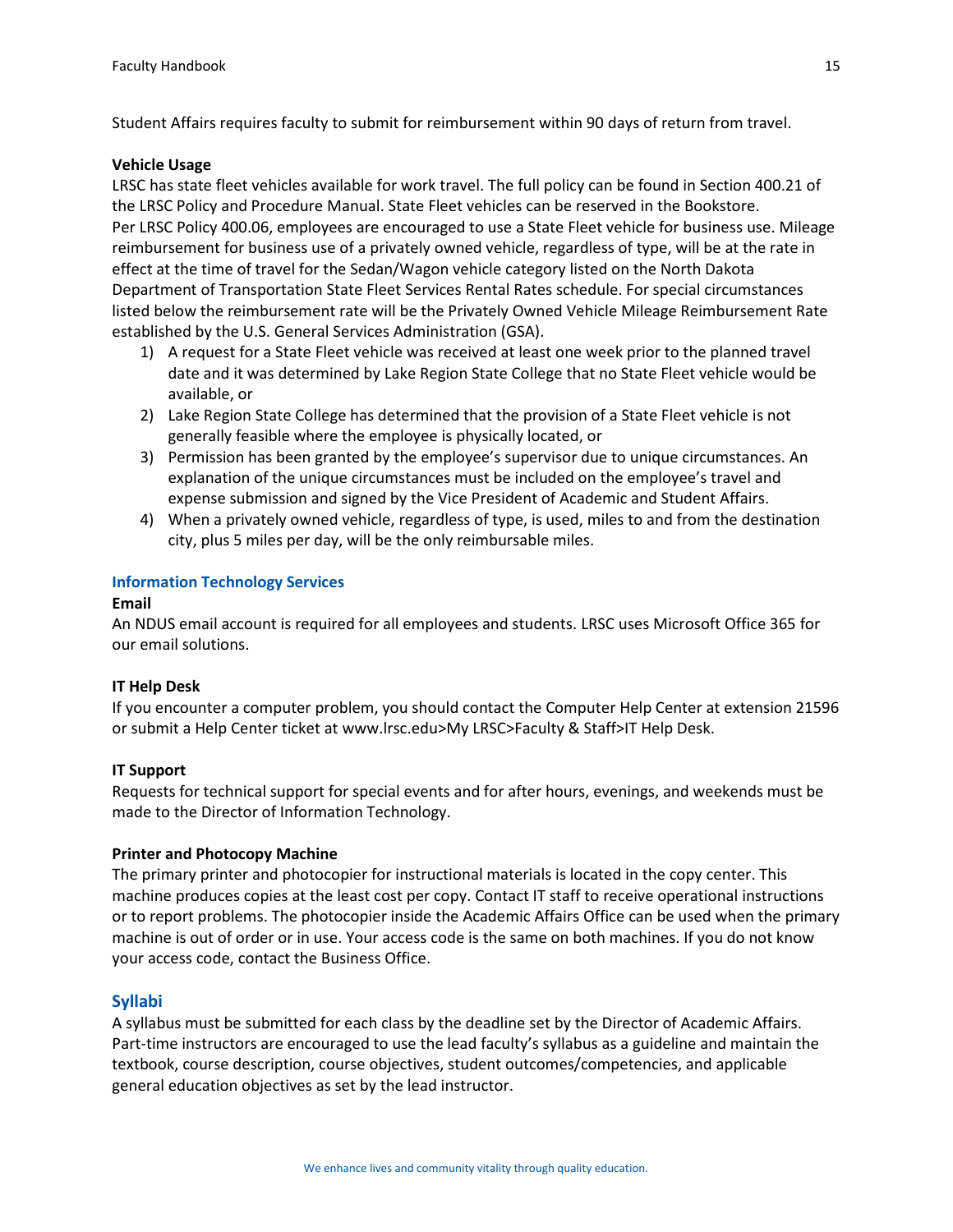Student Affairs requires faculty to submit for reimbursement within 90 days of return from travel.

**Vehicle Usage**

LRSC has state fleet vehicles available for work travel. The full policy can be found in Section 400.21 of the LRSC Policy and Procedure Manual. State Fleet vehicles can be reserved in the Bookstore.
Per LRSC Policy 400.06, employees are encouraged to use a State Fleet vehicle for business use. Mileage reimbursement for business use of a privately owned vehicle, regardless of type, will be at the rate in effect at the time of travel for the Sedan/Wagon vehicle category listed on the North Dakota Department of Transportation State Fleet Services Rental Rates schedule. For special circumstances listed below the reimbursement rate will be the Privately Owned Vehicle Mileage Reimbursement Rate established by the U.S. General Services Administration (GSA).

1) A request for a State Fleet vehicle was received at least one week prior to the planned travel date and it was determined by Lake Region State College that no State Fleet vehicle would be available, or
2) Lake Region State College has determined that the provision of a State Fleet vehicle is not generally feasible where the employee is physically located, or
3) Permission has been granted by the employee's supervisor due to unique circumstances. An explanation of the unique circumstances must be included on the employee's travel and expense submission and signed by the Vice President of Academic and Student Affairs.
4) When a privately owned vehicle, regardless of type, is used, miles to and from the destination city, plus 5 miles per day, will be the only reimbursable miles.

## Information Technology Services

**Email**

An NDUS email account is required for all employees and students. LRSC uses Microsoft Office 365 for our email solutions.

**IT Help Desk**

If you encounter a computer problem, you should contact the Computer Help Center at extension 21596 or submit a Help Center ticket at www.lrsc.edu>My LRSC>Faculty & Staff>IT Help Desk.

**IT Support**

Requests for technical support for special events and for after hours, evenings, and weekends must be made to the Director of Information Technology.

**Printer and Photocopy Machine**

The primary printer and photocopier for instructional materials is located in the copy center. This machine produces copies at the least cost per copy. Contact IT staff to receive operational instructions or to report problems. The photocopier inside the Academic Affairs Office can be used when the primary machine is out of order or in use. Your access code is the same on both machines. If you do not know your access code, contact the Business Office.

## Syllabi

A syllabus must be submitted for each class by the deadline set by the Director of Academic Affairs. Part-time instructors are encouraged to use the lead faculty's syllabus as a guideline and maintain the textbook, course description, course objectives, student outcomes/competencies, and applicable general education objectives as set by the lead instructor.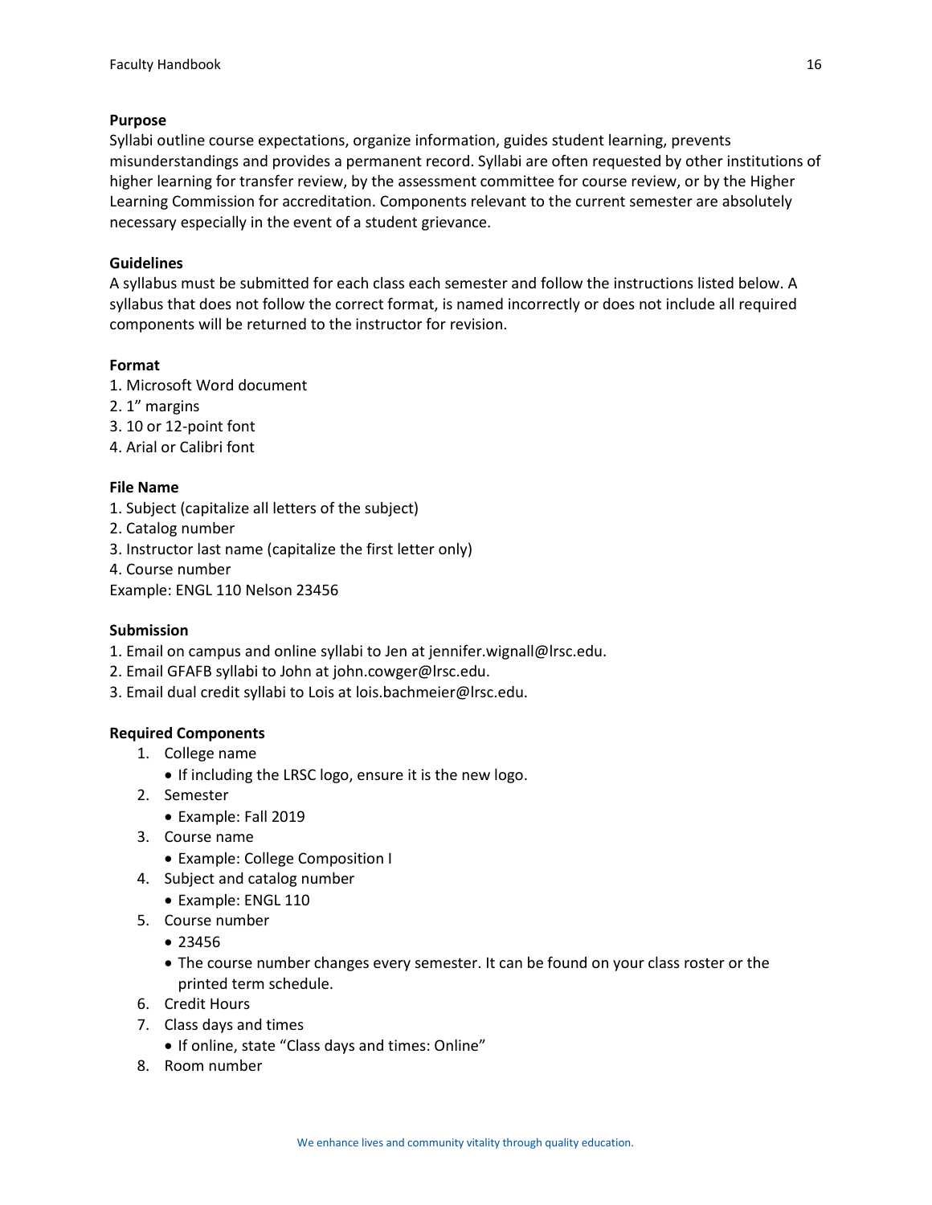**Purpose**

Syllabi outline course expectations, organize information, guides student learning, prevents misunderstandings and provides a permanent record. Syllabi are often requested by other institutions of higher learning for transfer review, by the assessment committee for course review, or by the Higher Learning Commission for accreditation. Components relevant to the current semester are absolutely necessary especially in the event of a student grievance.

**Guidelines**

A syllabus must be submitted for each class each semester and follow the instructions listed below. A syllabus that does not follow the correct format, is named incorrectly or does not include all required components will be returned to the instructor for revision.

**Format**

1. Microsoft Word document
2. 1" margins
3. 10 or 12-point font
4. Arial or Calibri font

**File Name**

1. Subject (capitalize all letters of the subject)
2. Catalog number
3. Instructor last name (capitalize the first letter only)
4. Course number

Example: ENGL 110 Nelson 23456

**Submission**

1. Email on campus and online syllabi to Jen at jennifer.wignall@lrsc.edu.
2. Email GFAFB syllabi to John at john.cowger@lrsc.edu.
3. Email dual credit syllabi to Lois at lois.bachmeier@lrsc.edu.

**Required Components**

1. College name
   - If including the LRSC logo, ensure it is the new logo.
2. Semester
   - Example: Fall 2019
3. Course name
   - Example: College Composition I
4. Subject and catalog number
   - Example: ENGL 110
5. Course number
   - 23456
   - The course number changes every semester. It can be found on your class roster or the printed term schedule.
6. Credit Hours
7. Class days and times
   - If online, state "Class days and times: Online"
8. Room number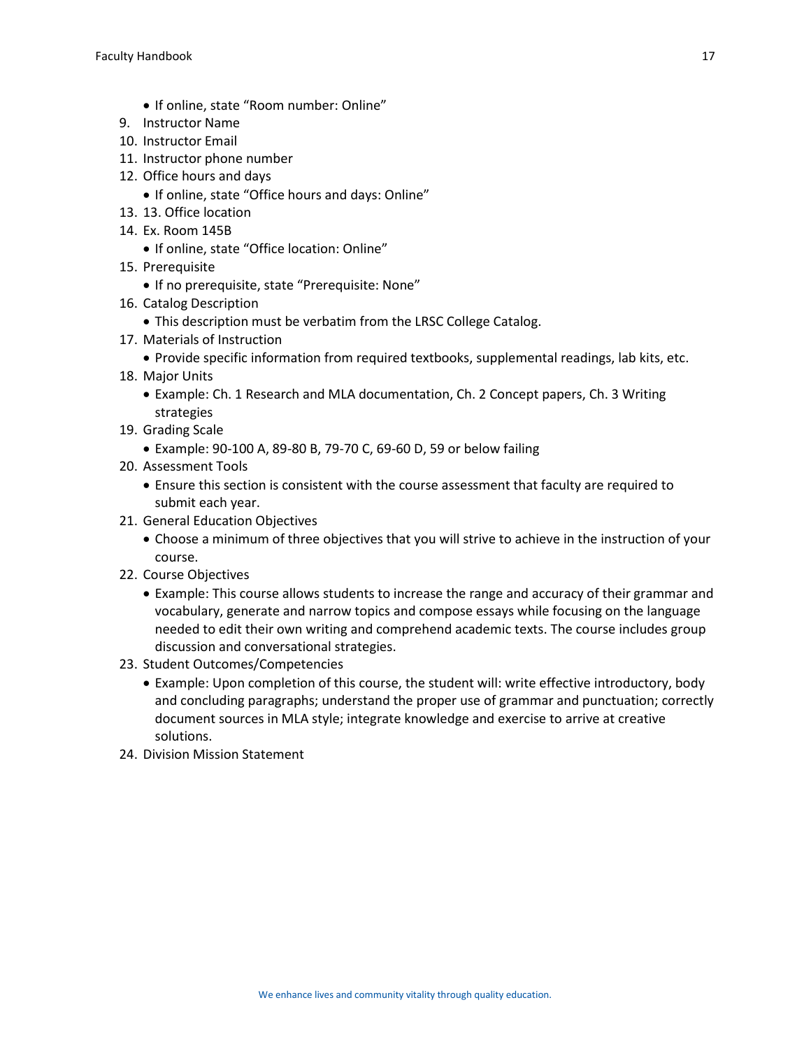- If online, state “Room number: Online”

9. Instructor Name
10. Instructor Email
11. Instructor phone number
12. Office hours and days
    - If online, state “Office hours and days: Online”
13. 13. Office location
14. Ex. Room 145B
    - If online, state “Office location: Online”
15. Prerequisite
    - If no prerequisite, state “Prerequisite: None”
16. Catalog Description
    - This description must be verbatim from the LRSC College Catalog.
17. Materials of Instruction
    - Provide specific information from required textbooks, supplemental readings, lab kits, etc.
18. Major Units
    - Example: Ch. 1 Research and MLA documentation, Ch. 2 Concept papers, Ch. 3 Writing strategies
19. Grading Scale
    - Example: 90-100 A, 89-80 B, 79-70 C, 69-60 D, 59 or below failing
20. Assessment Tools
    - Ensure this section is consistent with the course assessment that faculty are required to submit each year.
21. General Education Objectives
    - Choose a minimum of three objectives that you will strive to achieve in the instruction of your course.
22. Course Objectives
    - Example: This course allows students to increase the range and accuracy of their grammar and vocabulary, generate and narrow topics and compose essays while focusing on the language needed to edit their own writing and comprehend academic texts. The course includes group discussion and conversational strategies.
23. Student Outcomes/Competencies
    - Example: Upon completion of this course, the student will: write effective introductory, body and concluding paragraphs; understand the proper use of grammar and punctuation; correctly document sources in MLA style; integrate knowledge and exercise to arrive at creative solutions.
24. Division Mission Statement